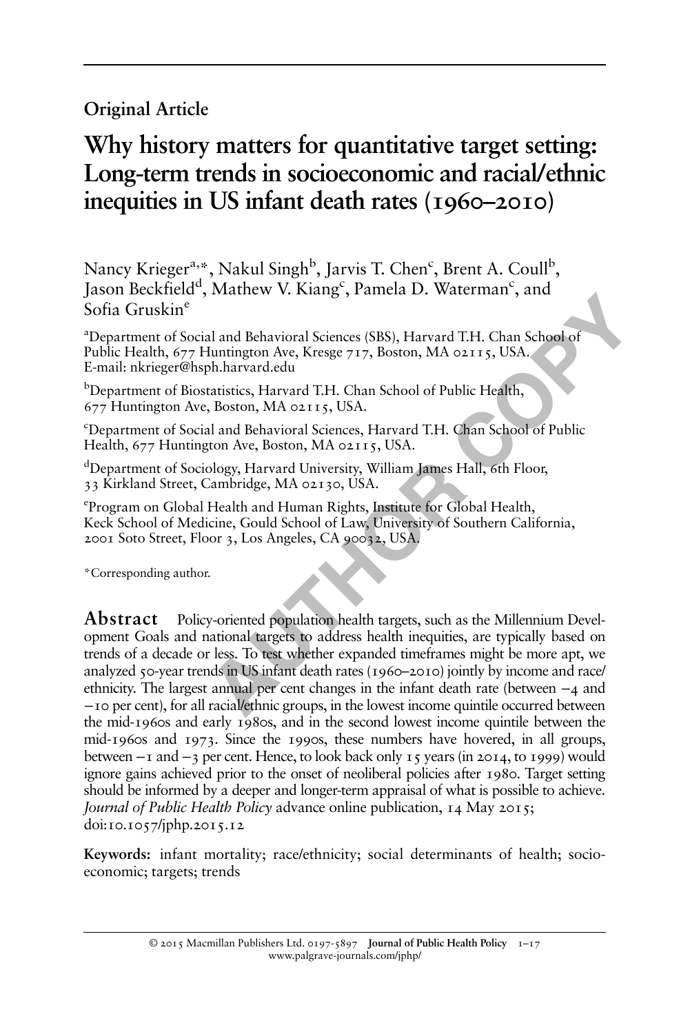**Original Article**

# Why history matters for quantitative target setting: Long-term trends in socioeconomic and racial/ethnic inequities in US infant death rates (1960–2010)

Nancy Krieger[a,*], Nakul Singh[b], Jarvis T. Chen[c], Brent A. Coull[b], Jason Beckfield[d], Mathew V. Kiang[c], Pamela D. Waterman[c], and Sofia Gruskin[e]

[a]Department of Social and Behavioral Sciences (SBS), Harvard T.H. Chan School of Public Health, 677 Huntington Ave, Kresge 717, Boston, MA 02115, USA. E-mail: nkrieger@hsph.harvard.edu

[b]Department of Biostatistics, Harvard T.H. Chan School of Public Health, 677 Huntington Ave, Boston, MA 02115, USA.

[c]Department of Social and Behavioral Sciences, Harvard T.H. Chan School of Public Health, 677 Huntington Ave, Boston, MA 02115, USA.

[d]Department of Sociology, Harvard University, William James Hall, 6th Floor, 33 Kirkland Street, Cambridge, MA 02130, USA.

[e]Program on Global Health and Human Rights, Institute for Global Health, Keck School of Medicine, Gould School of Law, University of Southern California, 2001 Soto Street, Floor 3, Los Angeles, CA 90032, USA.

*Corresponding author.

**Abstract** Policy-oriented population health targets, such as the Millennium Development Goals and national targets to address health inequities, are typically based on trends of a decade or less. To test whether expanded timeframes might be more apt, we analyzed 50-year trends in US infant death rates (1960–2010) jointly by income and race/ethnicity. The largest annual per cent changes in the infant death rate (between −4 and −10 per cent), for all racial/ethnic groups, in the lowest income quintile occurred between the mid-1960s and early 1980s, and in the second lowest income quintile between the mid-1960s and 1973. Since the 1990s, these numbers have hovered, in all groups, between −1 and −3 per cent. Hence, to look back only 15 years (in 2014, to 1999) would ignore gains achieved prior to the onset of neoliberal policies after 1980. Target setting should be informed by a deeper and longer-term appraisal of what is possible to achieve. *Journal of Public Health Policy* advance online publication, 14 May 2015; doi:10.1057/jphp.2015.12

**Keywords:** infant mortality; race/ethnicity; social determinants of health; socioeconomic; targets; trends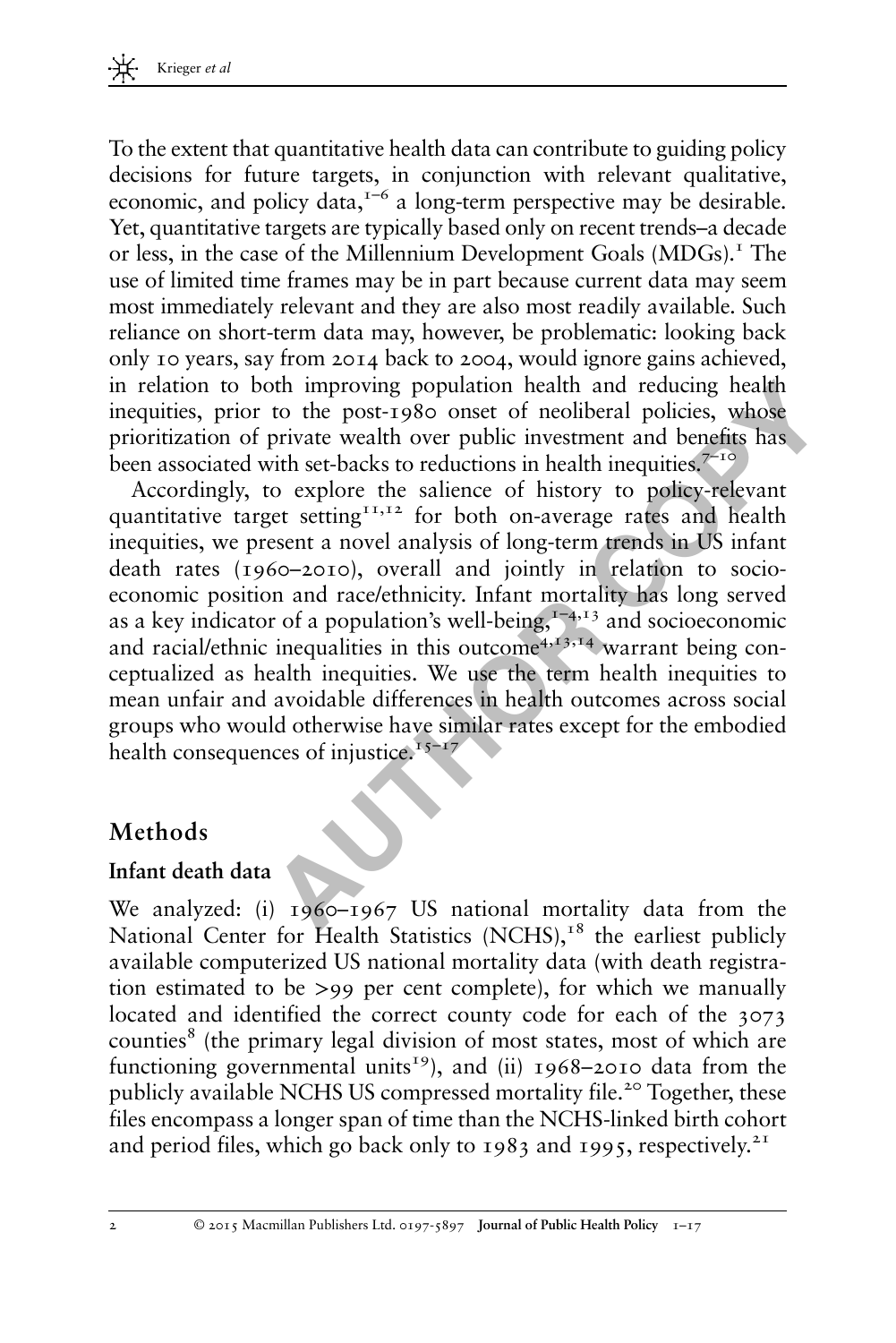To the extent that quantitative health data can contribute to guiding policy decisions for future targets, in conjunction with relevant qualitative, economic, and policy data,[1–6] a long-term perspective may be desirable. Yet, quantitative targets are typically based only on recent trends–a decade or less, in the case of the Millennium Development Goals (MDGs).[1] The use of limited time frames may be in part because current data may seem most immediately relevant and they are also most readily available. Such reliance on short-term data may, however, be problematic: looking back only 10 years, say from 2014 back to 2004, would ignore gains achieved, in relation to both improving population health and reducing health inequities, prior to the post-1980 onset of neoliberal policies, whose prioritization of private wealth over public investment and benefits has been associated with set-backs to reductions in health inequities.[7–10]

Accordingly, to explore the salience of history to policy-relevant quantitative target setting[11,12] for both on-average rates and health inequities, we present a novel analysis of long-term trends in US infant death rates (1960–2010), overall and jointly in relation to socioeconomic position and race/ethnicity. Infant mortality has long served as a key indicator of a population's well-being,[1–4,13] and socioeconomic and racial/ethnic inequalities in this outcome[4,13,14] warrant being conceptualized as health inequities. We use the term health inequities to mean unfair and avoidable differences in health outcomes across social groups who would otherwise have similar rates except for the embodied health consequences of injustice.[15–17]

## Methods

### Infant death data

We analyzed: (i) 1960–1967 US national mortality data from the National Center for Health Statistics (NCHS),[18] the earliest publicly available computerized US national mortality data (with death registration estimated to be >99 per cent complete), for which we manually located and identified the correct county code for each of the 3073 counties[8] (the primary legal division of most states, most of which are functioning governmental units[19]), and (ii) 1968–2010 data from the publicly available NCHS US compressed mortality file.[20] Together, these files encompass a longer span of time than the NCHS-linked birth cohort and period files, which go back only to 1983 and 1995, respectively.[21]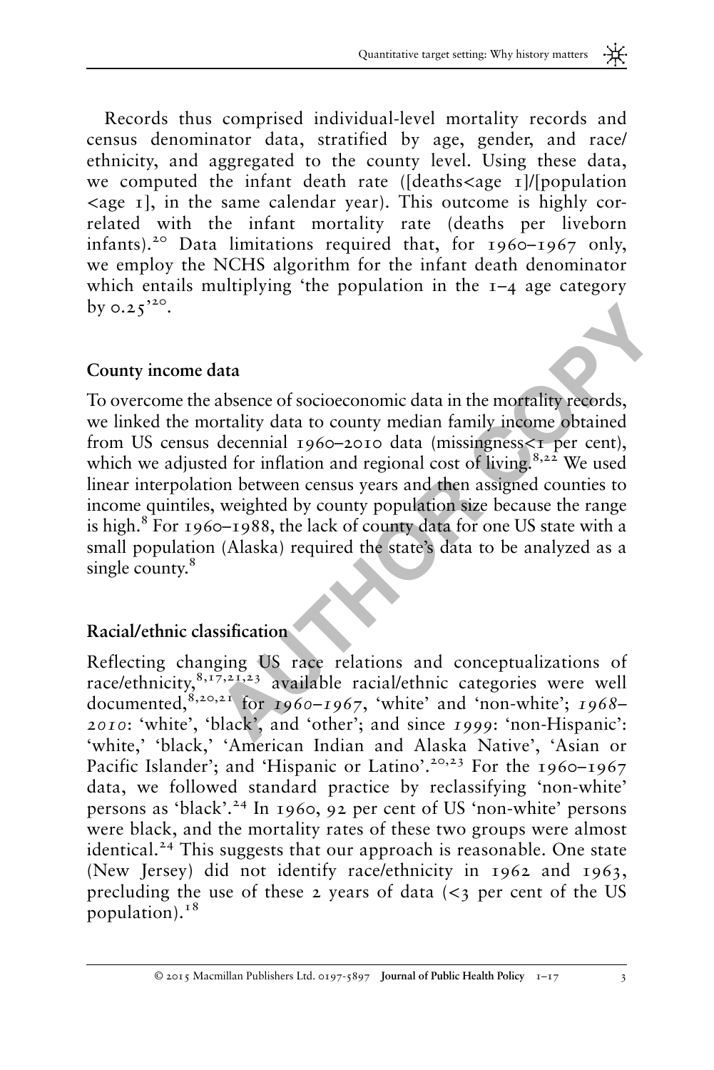Records thus comprised individual-level mortality records and census denominator data, stratified by age, gender, and race/ethnicity, and aggregated to the county level. Using these data, we computed the infant death rate ([deaths<age 1]/[population <age 1], in the same calendar year). This outcome is highly correlated with the infant mortality rate (deaths per liveborn infants).[20] Data limitations required that, for 1960–1967 only, we employ the NCHS algorithm for the infant death denominator which entails multiplying 'the population in the 1–4 age category by 0.25'[20].

## County income data

To overcome the absence of socioeconomic data in the mortality records, we linked the mortality data to county median family income obtained from US census decennial 1960–2010 data (missingness<1 per cent), which we adjusted for inflation and regional cost of living.[8,22] We used linear interpolation between census years and then assigned counties to income quintiles, weighted by county population size because the range is high.[8] For 1960–1988, the lack of county data for one US state with a small population (Alaska) required the state's data to be analyzed as a single county.[8]

## Racial/ethnic classification

Reflecting changing US race relations and conceptualizations of race/ethnicity,[8,17,21,23] available racial/ethnic categories were well documented,[8,20,21] for *1960–1967*, 'white' and 'non-white'; *1968–2010*: 'white', 'black', and 'other'; and since *1999*: 'non-Hispanic': 'white,' 'black,' 'American Indian and Alaska Native', 'Asian or Pacific Islander'; and 'Hispanic or Latino'.[20,23] For the 1960–1967 data, we followed standard practice by reclassifying 'non-white' persons as 'black'.[24] In 1960, 92 per cent of US 'non-white' persons were black, and the mortality rates of these two groups were almost identical.[24] This suggests that our approach is reasonable. One state (New Jersey) did not identify race/ethnicity in 1962 and 1963, precluding the use of these 2 years of data (<3 per cent of the US population).[18]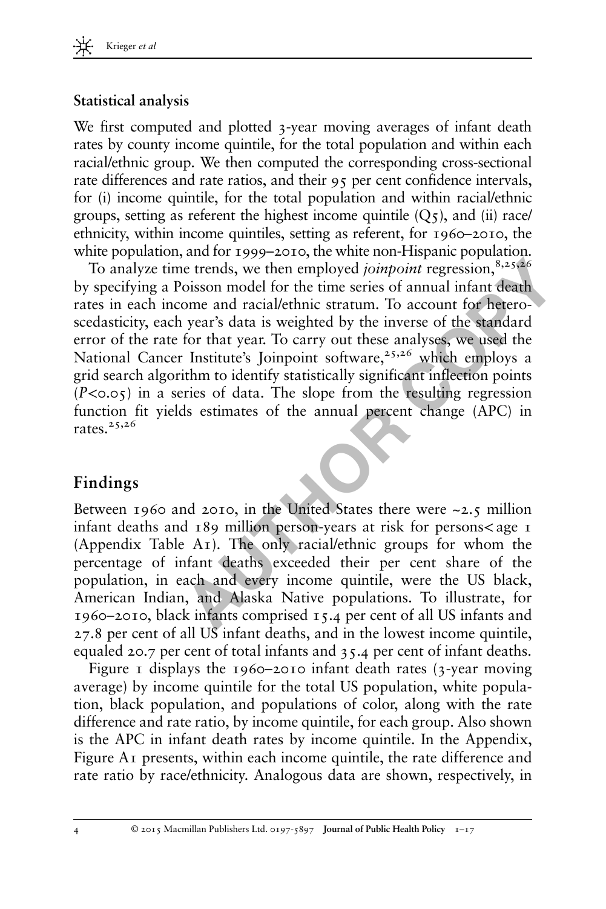### Statistical analysis

We first computed and plotted 3-year moving averages of infant death rates by county income quintile, for the total population and within each racial/ethnic group. We then computed the corresponding cross-sectional rate differences and rate ratios, and their 95 per cent confidence intervals, for (i) income quintile, for the total population and within racial/ethnic groups, setting as referent the highest income quintile (Q5), and (ii) race/ethnicity, within income quintiles, setting as referent, for 1960–2010, the white population, and for 1999–2010, the white non-Hispanic population.

To analyze time trends, we then employed *joinpoint* regression,[8,25,26] by specifying a Poisson model for the time series of annual infant death rates in each income and racial/ethnic stratum. To account for heteroscedasticity, each year's data is weighted by the inverse of the standard error of the rate for that year. To carry out these analyses, we used the National Cancer Institute's Joinpoint software,[25,26] which employs a grid search algorithm to identify statistically significant inflection points ($P<0.05$) in a series of data. The slope from the resulting regression function fit yields estimates of the annual percent change (APC) in rates.[25,26]

## Findings

Between 1960 and 2010, in the United States there were ~2.5 million infant deaths and 189 million person-years at risk for persons< age 1 (Appendix Table A1). The only racial/ethnic groups for whom the percentage of infant deaths exceeded their per cent share of the population, in each and every income quintile, were the US black, American Indian, and Alaska Native populations. To illustrate, for 1960–2010, black infants comprised 15.4 per cent of all US infants and 27.8 per cent of all US infant deaths, and in the lowest income quintile, equaled 20.7 per cent of total infants and 35.4 per cent of infant deaths.

Figure 1 displays the 1960–2010 infant death rates (3-year moving average) by income quintile for the total US population, white population, black population, and populations of color, along with the rate difference and rate ratio, by income quintile, for each group. Also shown is the APC in infant death rates by income quintile. In the Appendix, Figure A1 presents, within each income quintile, the rate difference and rate ratio by race/ethnicity. Analogous data are shown, respectively, in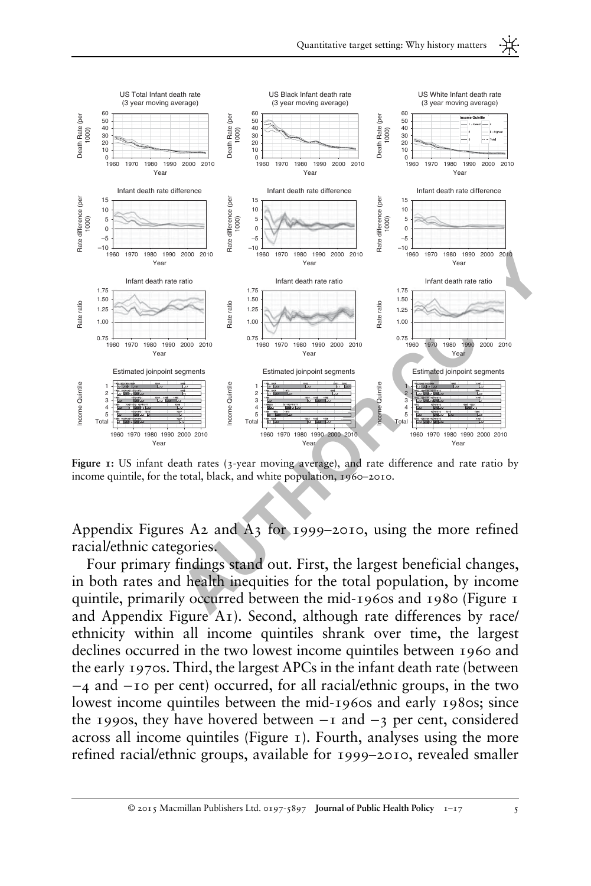**Figure 1:** US infant death rates (3-year moving average), and rate difference and rate ratio by income quintile, for the total, black, and white population, 1960–2010.

Appendix Figures A2 and A3 for 1999–2010, using the more refined racial/ethnic categories.

Four primary findings stand out. First, the largest beneficial changes, in both rates and health inequities for the total population, by income quintile, primarily occurred between the mid-1960s and 1980 (Figure 1 and Appendix Figure A1). Second, although rate differences by race/ethnicity within all income quintiles shrank over time, the largest declines occurred in the two lowest income quintiles between 1960 and the early 1970s. Third, the largest APCs in the infant death rate (between −4 and −10 per cent) occurred, for all racial/ethnic groups, in the two lowest income quintiles between the mid-1960s and early 1980s; since the 1990s, they have hovered between −1 and −3 per cent, considered across all income quintiles (Figure 1). Fourth, analyses using the more refined racial/ethnic groups, available for 1999–2010, revealed smaller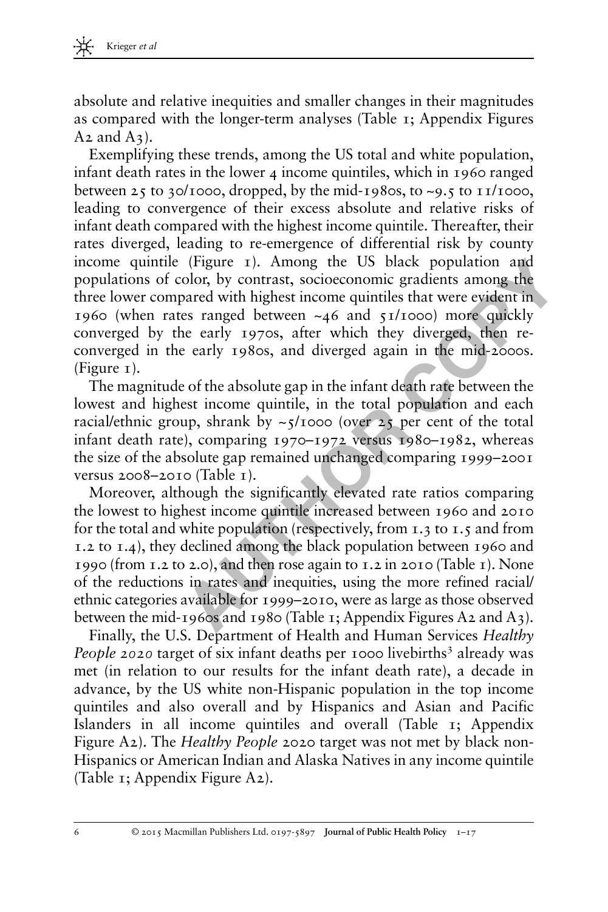absolute and relative inequities and smaller changes in their magnitudes as compared with the longer-term analyses (Table 1; Appendix Figures A2 and A3).

Exemplifying these trends, among the US total and white population, infant death rates in the lower 4 income quintiles, which in 1960 ranged between 25 to 30/1000, dropped, by the mid-1980s, to ~9.5 to 11/1000, leading to convergence of their excess absolute and relative risks of infant death compared with the highest income quintile. Thereafter, their rates diverged, leading to re-emergence of differential risk by county income quintile (Figure 1). Among the US black population and populations of color, by contrast, socioeconomic gradients among the three lower compared with highest income quintiles that were evident in 1960 (when rates ranged between ~46 and 51/1000) more quickly converged by the early 1970s, after which they diverged, then re-converged in the early 1980s, and diverged again in the mid-2000s. (Figure 1).

The magnitude of the absolute gap in the infant death rate between the lowest and highest income quintile, in the total population and each racial/ethnic group, shrank by ~5/1000 (over 25 per cent of the total infant death rate), comparing 1970–1972 versus 1980–1982, whereas the size of the absolute gap remained unchanged comparing 1999–2001 versus 2008–2010 (Table 1).

Moreover, although the significantly elevated rate ratios comparing the lowest to highest income quintile increased between 1960 and 2010 for the total and white population (respectively, from 1.3 to 1.5 and from 1.2 to 1.4), they declined among the black population between 1960 and 1990 (from 1.2 to 2.0), and then rose again to 1.2 in 2010 (Table 1). None of the reductions in rates and inequities, using the more refined racial/ethnic categories available for 1999–2010, were as large as those observed between the mid-1960s and 1980 (Table 1; Appendix Figures A2 and A3).

Finally, the U.S. Department of Health and Human Services *Healthy People 2020* target of six infant deaths per 1000 livebirths[3] already was met (in relation to our results for the infant death rate), a decade in advance, by the US white non-Hispanic population in the top income quintiles and also overall and by Hispanics and Asian and Pacific Islanders in all income quintiles and overall (Table 1; Appendix Figure A2). The *Healthy People* 2020 target was not met by black non-Hispanics or American Indian and Alaska Natives in any income quintile (Table 1; Appendix Figure A2).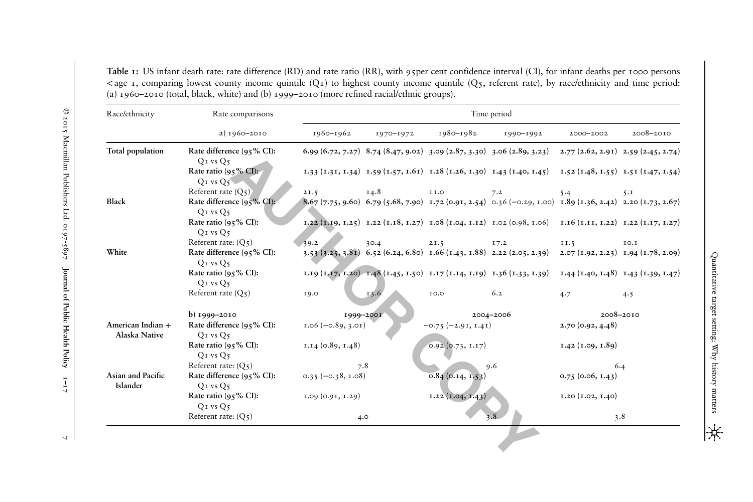**Table 1:** US infant death rate: rate difference (RD) and rate ratio (RR), with 95per cent confidence interval (CI), for infant deaths per 1000 persons < age 1, comparing lowest county income quintile (Q1) to highest county income quintile (Q5, referent rate), by race/ethnicity and time period: (a) 1960–2010 (total, black, white) and (b) 1999–2010 (more refined racial/ethnic groups).

| Race/ethnicity | Rate comparisons | Time period | | | | | |
|---|---|---|---|---|---|---|---|
| | a) 1960–2010 | 1960–1962 | 1970–1972 | 1980–1982 | 1990–1992 | 2000–2002 | 2008–2010 |
| **Total population** | **Rate difference (95% CI): Q1 vs Q5** | **6.99 (6.72, 7.27)** | **8.74 (8.47, 9.02)** | **3.09 (2.87, 3.30)** | **3.06 (2.89, 3.23)** | **2.77 (2.62, 2.91)** | **2.59 (2.45, 2.74)** |
| | **Rate ratio (95% CI): Q1 vs Q5** | **1.33 (1.31, 1.34)** | **1.59 (1.57, 1.61)** | **1.28 (1.26, 1.30)** | **1.43 (1.40, 1.45)** | **1.52 (1.48, 1.55)** | **1.51 (1.47, 1.54)** |
| | Referent rate (Q5) | 21.5 | 14.8 | 11.0 | 7.2 | 5.4 | 5.1 |
| **Black** | **Rate difference (95% CI): Q1 vs Q5** | **8.67 (7.75, 9.60)** | **6.79 (5.68, 7.90)** | **1.72 (0.91, 2.54)** | 0.36 (−0.29, 1.00) | **1.89 (1.36, 2.42)** | **2.20 (1.73, 2.67)** |
| | **Rate ratio (95% CI): Q1 vs Q5** | **1.22 (1.19, 1.25)** | **1.22 (1.18, 1.27)** | **1.08 (1.04, 1.12)** | 1.02 (0.98, 1.06) | **1.16 (1.11, 1.22)** | **1.22 (1.17, 1.27)** |
| | Referent rate: (Q5) | 39.2 | 30.4 | 21.5 | 17.2 | 11.5 | 10.1 |
| **White** | **Rate difference (95% CI): Q1 vs Q5** | **3.53 (3.25, 3.81)** | **6.52 (6.24, 6.80)** | **1.66 (1.43, 1.88)** | **2.22 (2.05, 2.39)** | **2.07 (1.92, 2.23)** | **1.94 (1.78, 2.09)** |
| | **Rate ratio (95% CI): Q1 vs Q5** | **1.19 (1.17, 1.20)** | **1.48 (1.45, 1.50)** | **1.17 (1.14, 1.19)** | **1.36 (1.33, 1.39)** | **1.44 (1.40, 1.48)** | **1.43 (1.39, 1.47)** |
| | Referent rate (Q5) | 19.0 | 13.6 | 10.0 | 6.2 | 4.7 | 4.5 |
| | **b) 1999–2010** | 1999–2001 | | 2004–2006 | | 2008–2010 | |
| **American Indian + Alaska Native** | **Rate difference (95% CI): Q1 vs Q5** | 1.06 (−0.89, 3.01) | | −0.75 (−2.91, 1.41) | | **2.70 (0.92, 4.48)** | |
| | **Rate ratio (95% CI): Q1 vs Q5** | 1.14 (0.89, 1.48) | | 0.92 (0.73, 1.17) | | **1.42 (1.09, 1.89)** | |
| | Referent rate: (Q5) | 7.8 | | 9.6 | | 6.4 | |
| **Asian and Pacific Islander** | **Rate difference (95% CI): Q1 vs Q5** | 0.35 (−0.38, 1.08) | | **0.84 (0.14, 1.53)** | | **0.75 (0.06, 1.43)** | |
| | **Rate ratio (95% CI): Q1 vs Q5** | 1.09 (0.91, 1.29) | | **1.22 (1.04, 1.43)** | | **1.20 (1.02, 1.40)** | |
| | Referent rate: (Q5) | 4.0 | | 3.8 | | 3.8 | |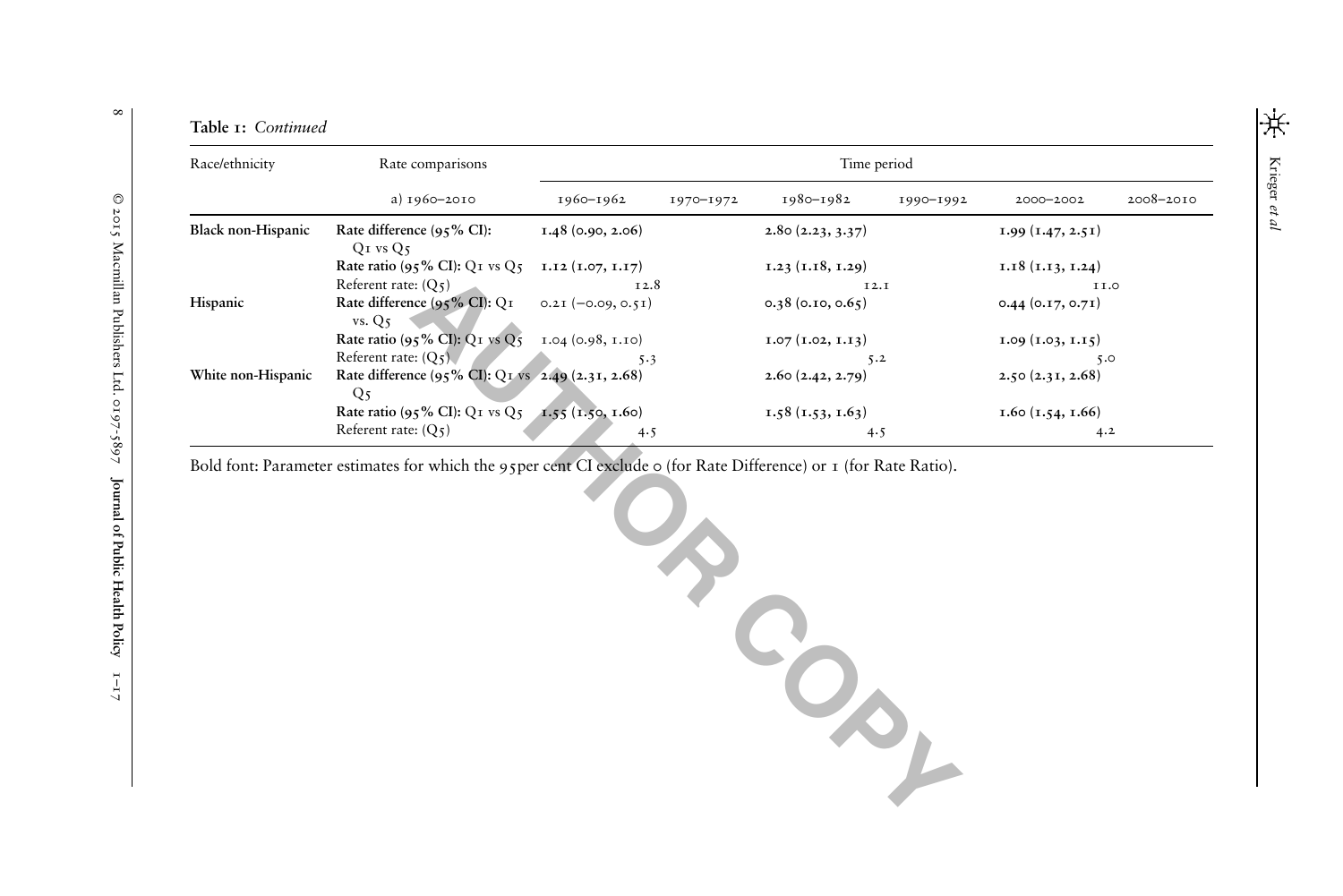**Table 1:** *Continued*

| Race/ethnicity | Rate comparisons | Time period | | | | | |
|---|---|---|---|---|---|---|---|
| | a) 1960–2010 | 1960–1962 | 1970–1972 | 1980–1982 | 1990–1992 | 2000–2002 | 2008–2010 |
| **Black non-Hispanic** | **Rate difference (95% CI): Q1 vs Q5** | **1.48 (0.90, 2.06)** | | **2.80 (2.23, 3.37)** | | **1.99 (1.47, 2.51)** | |
| | **Rate ratio (95% CI): Q1 vs Q5** | **1.12 (1.07, 1.17)** | | **1.23 (1.18, 1.29)** | | **1.18 (1.13, 1.24)** | |
| | Referent rate: (Q5) | 12.8 | | 12.1 | | 11.0 | |
| **Hispanic** | **Rate difference (95% CI): Q1 vs. Q5** | 0.21 (−0.09, 0.51) | | **0.38 (0.10, 0.65)** | | **0.44 (0.17, 0.71)** | |
| | **Rate ratio (95% CI): Q1 vs Q5** | 1.04 (0.98, 1.10) | | **1.07 (1.02, 1.13)** | | **1.09 (1.03, 1.15)** | |
| | Referent rate: (Q5) | 5.3 | | 5.2 | | 5.0 | |
| **White non-Hispanic** | **Rate difference (95% CI): Q1 vs Q5** | **2.49 (2.31, 2.68)** | | **2.60 (2.42, 2.79)** | | **2.50 (2.31, 2.68)** | |
| | **Rate ratio (95% CI): Q1 vs Q5** | **1.55 (1.50, 1.60)** | | **1.58 (1.53, 1.63)** | | **1.60 (1.54, 1.66)** | |
| | Referent rate: (Q5) | 4.5 | | 4.5 | | 4.2 | |

Bold font: Parameter estimates for which the 95per cent CI exclude 0 (for Rate Difference) or 1 (for Rate Ratio).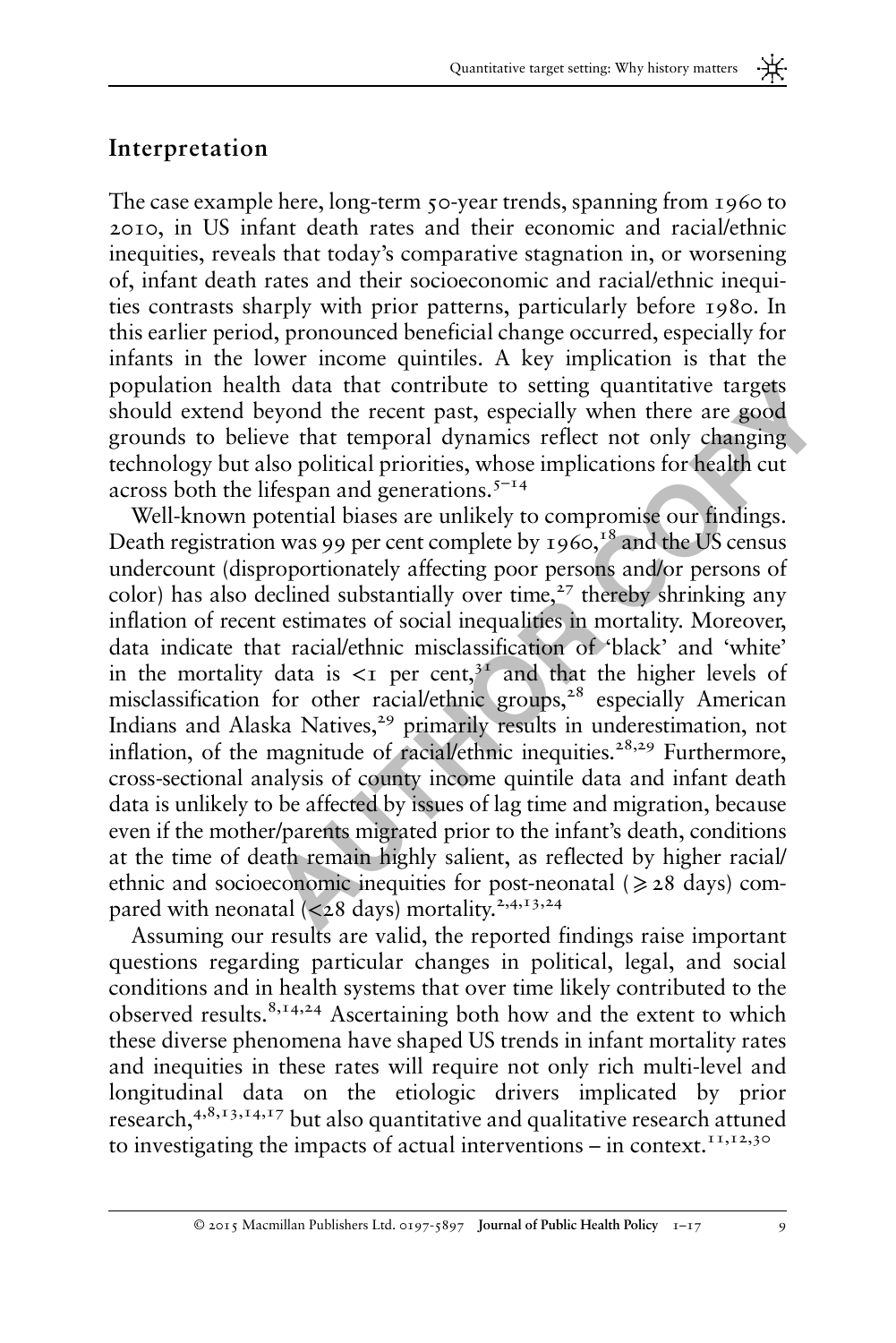## Interpretation

The case example here, long-term 50-year trends, spanning from 1960 to 2010, in US infant death rates and their economic and racial/ethnic inequities, reveals that today's comparative stagnation in, or worsening of, infant death rates and their socioeconomic and racial/ethnic inequities contrasts sharply with prior patterns, particularly before 1980. In this earlier period, pronounced beneficial change occurred, especially for infants in the lower income quintiles. A key implication is that the population health data that contribute to setting quantitative targets should extend beyond the recent past, especially when there are good grounds to believe that temporal dynamics reflect not only changing technology but also political priorities, whose implications for health cut across both the lifespan and generations.[5–14]

Well-known potential biases are unlikely to compromise our findings. Death registration was 99 per cent complete by 1960,[18] and the US census undercount (disproportionately affecting poor persons and/or persons of color) has also declined substantially over time,[27] thereby shrinking any inflation of recent estimates of social inequalities in mortality. Moreover, data indicate that racial/ethnic misclassification of 'black' and 'white' in the mortality data is $<1$ per cent,[31] and that the higher levels of misclassification for other racial/ethnic groups,[28] especially American Indians and Alaska Natives,[29] primarily results in underestimation, not inflation, of the magnitude of racial/ethnic inequities.[28,29] Furthermore, cross-sectional analysis of county income quintile data and infant death data is unlikely to be affected by issues of lag time and migration, because even if the mother/parents migrated prior to the infant's death, conditions at the time of death remain highly salient, as reflected by higher racial/ethnic and socioeconomic inequities for post-neonatal ($\geqslant 28$ days) compared with neonatal ($<28$ days) mortality.[2,4,13,24]

Assuming our results are valid, the reported findings raise important questions regarding particular changes in political, legal, and social conditions and in health systems that over time likely contributed to the observed results.[8,14,24] Ascertaining both how and the extent to which these diverse phenomena have shaped US trends in infant mortality rates and inequities in these rates will require not only rich multi-level and longitudinal data on the etiologic drivers implicated by prior research,[4,8,13,14,17] but also quantitative and qualitative research attuned to investigating the impacts of actual interventions – in context.[11,12,30]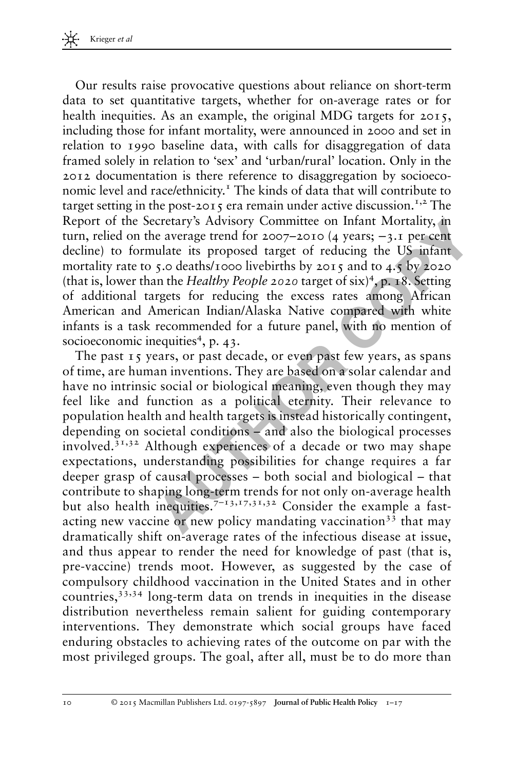Our results raise provocative questions about reliance on short-term data to set quantitative targets, whether for on-average rates or for health inequities. As an example, the original MDG targets for 2015, including those for infant mortality, were announced in 2000 and set in relation to 1990 baseline data, with calls for disaggregation of data framed solely in relation to 'sex' and 'urban/rural' location. Only in the 2012 documentation is there reference to disaggregation by socioeconomic level and race/ethnicity.[1] The kinds of data that will contribute to target setting in the post-2015 era remain under active discussion.[1,2] The Report of the Secretary's Advisory Committee on Infant Mortality, in turn, relied on the average trend for 2007–2010 (4 years; −3.1 per cent decline) to formulate its proposed target of reducing the US infant mortality rate to 5.0 deaths/1000 livebirths by 2015 and to 4.5 by 2020 (that is, lower than the *Healthy People 2020* target of six)[4], p. 18. Setting of additional targets for reducing the excess rates among African American and American Indian/Alaska Native compared with white infants is a task recommended for a future panel, with no mention of socioeconomic inequities[4], p. 43.

The past 15 years, or past decade, or even past few years, as spans of time, are human inventions. They are based on a solar calendar and have no intrinsic social or biological meaning, even though they may feel like and function as a political eternity. Their relevance to population health and health targets is instead historically contingent, depending on societal conditions – and also the biological processes involved.[31,32] Although experiences of a decade or two may shape expectations, understanding possibilities for change requires a far deeper grasp of causal processes – both social and biological – that contribute to shaping long-term trends for not only on-average health but also health inequities.[7–13,17,31,32] Consider the example a fast-acting new vaccine or new policy mandating vaccination[33] that may dramatically shift on-average rates of the infectious disease at issue, and thus appear to render the need for knowledge of past (that is, pre-vaccine) trends moot. However, as suggested by the case of compulsory childhood vaccination in the United States and in other countries,[33,34] long-term data on trends in inequities in the disease distribution nevertheless remain salient for guiding contemporary interventions. They demonstrate which social groups have faced enduring obstacles to achieving rates of the outcome on par with the most privileged groups. The goal, after all, must be to do more than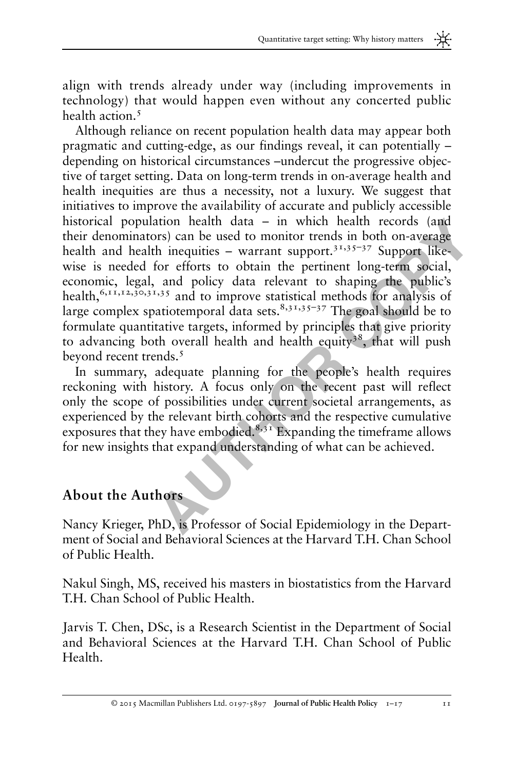align with trends already under way (including improvements in technology) that would happen even without any concerted public health action.[5]

Although reliance on recent population health data may appear both pragmatic and cutting-edge, as our findings reveal, it can potentially – depending on historical circumstances –undercut the progressive objective of target setting. Data on long-term trends in on-average health and health inequities are thus a necessity, not a luxury. We suggest that initiatives to improve the availability of accurate and publicly accessible historical population health data – in which health records (and their denominators) can be used to monitor trends in both on-average health and health inequities – warrant support.[31,35–37] Support likewise is needed for efforts to obtain the pertinent long-term social, economic, legal, and policy data relevant to shaping the public's health,[6,11,12,30,31,35] and to improve statistical methods for analysis of large complex spatiotemporal data sets.[8,31,35–37] The goal should be to formulate quantitative targets, informed by principles that give priority to advancing both overall health and health equity[38], that will push beyond recent trends.[5]

In summary, adequate planning for the people's health requires reckoning with history. A focus only on the recent past will reflect only the scope of possibilities under current societal arrangements, as experienced by the relevant birth cohorts and the respective cumulative exposures that they have embodied.[8,31] Expanding the timeframe allows for new insights that expand understanding of what can be achieved.

## About the Authors

Nancy Krieger, PhD, is Professor of Social Epidemiology in the Department of Social and Behavioral Sciences at the Harvard T.H. Chan School of Public Health.

Nakul Singh, MS, received his masters in biostatistics from the Harvard T.H. Chan School of Public Health.

Jarvis T. Chen, DSc, is a Research Scientist in the Department of Social and Behavioral Sciences at the Harvard T.H. Chan School of Public Health.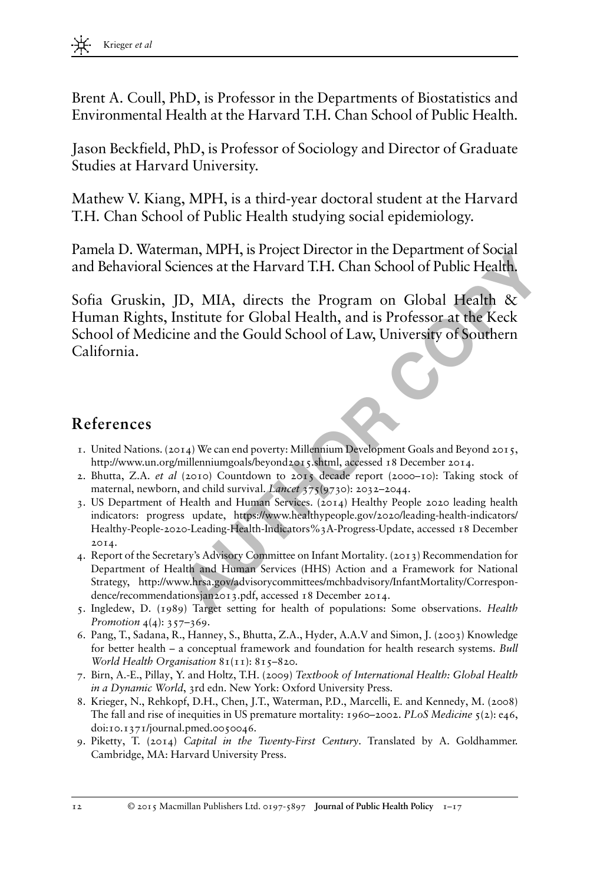Brent A. Coull, PhD, is Professor in the Departments of Biostatistics and Environmental Health at the Harvard T.H. Chan School of Public Health.

Jason Beckfield, PhD, is Professor of Sociology and Director of Graduate Studies at Harvard University.

Mathew V. Kiang, MPH, is a third-year doctoral student at the Harvard T.H. Chan School of Public Health studying social epidemiology.

Pamela D. Waterman, MPH, is Project Director in the Department of Social and Behavioral Sciences at the Harvard T.H. Chan School of Public Health.

Sofia Gruskin, JD, MIA, directs the Program on Global Health & Human Rights, Institute for Global Health, and is Professor at the Keck School of Medicine and the Gould School of Law, University of Southern California.

## References

1. United Nations. (2014) We can end poverty: Millennium Development Goals and Beyond 2015, http://www.un.org/millenniumgoals/beyond2015.shtml, accessed 18 December 2014.
2. Bhutta, Z.A. *et al* (2010) Countdown to 2015 decade report (2000–10): Taking stock of maternal, newborn, and child survival. *Lancet* 375(9730): 2032–2044.
3. US Department of Health and Human Services. (2014) Healthy People 2020 leading health indicators: progress update, https://www.healthypeople.gov/2020/leading-health-indicators/Healthy-People-2020-Leading-Health-Indicators%3A-Progress-Update, accessed 18 December 2014.
4. Report of the Secretary's Advisory Committee on Infant Mortality. (2013) Recommendation for Department of Health and Human Services (HHS) Action and a Framework for National Strategy, http://www.hrsa.gov/advisorycommittees/mchbadvisory/InfantMortality/Correspondence/recommendationsjan2013.pdf, accessed 18 December 2014.
5. Ingledew, D. (1989) Target setting for health of populations: Some observations. *Health Promotion* 4(4): 357–369.
6. Pang, T., Sadana, R., Hanney, S., Bhutta, Z.A., Hyder, A.A.V and Simon, J. (2003) Knowledge for better health – a conceptual framework and foundation for health research systems. *Bull World Health Organisation* 81(11): 815–820.
7. Birn, A.-E., Pillay, Y. and Holtz, T.H. (2009) *Textbook of International Health: Global Health in a Dynamic World*, 3rd edn. New York: Oxford University Press.
8. Krieger, N., Rehkopf, D.H., Chen, J.T., Waterman, P.D., Marcelli, E. and Kennedy, M. (2008) The fall and rise of inequities in US premature mortality: 1960–2002. *PLoS Medicine* 5(2): e46, doi:10.1371/journal.pmed.0050046.
9. Piketty, T. (2014) *Capital in the Twenty-First Century*. Translated by A. Goldhammer. Cambridge, MA: Harvard University Press.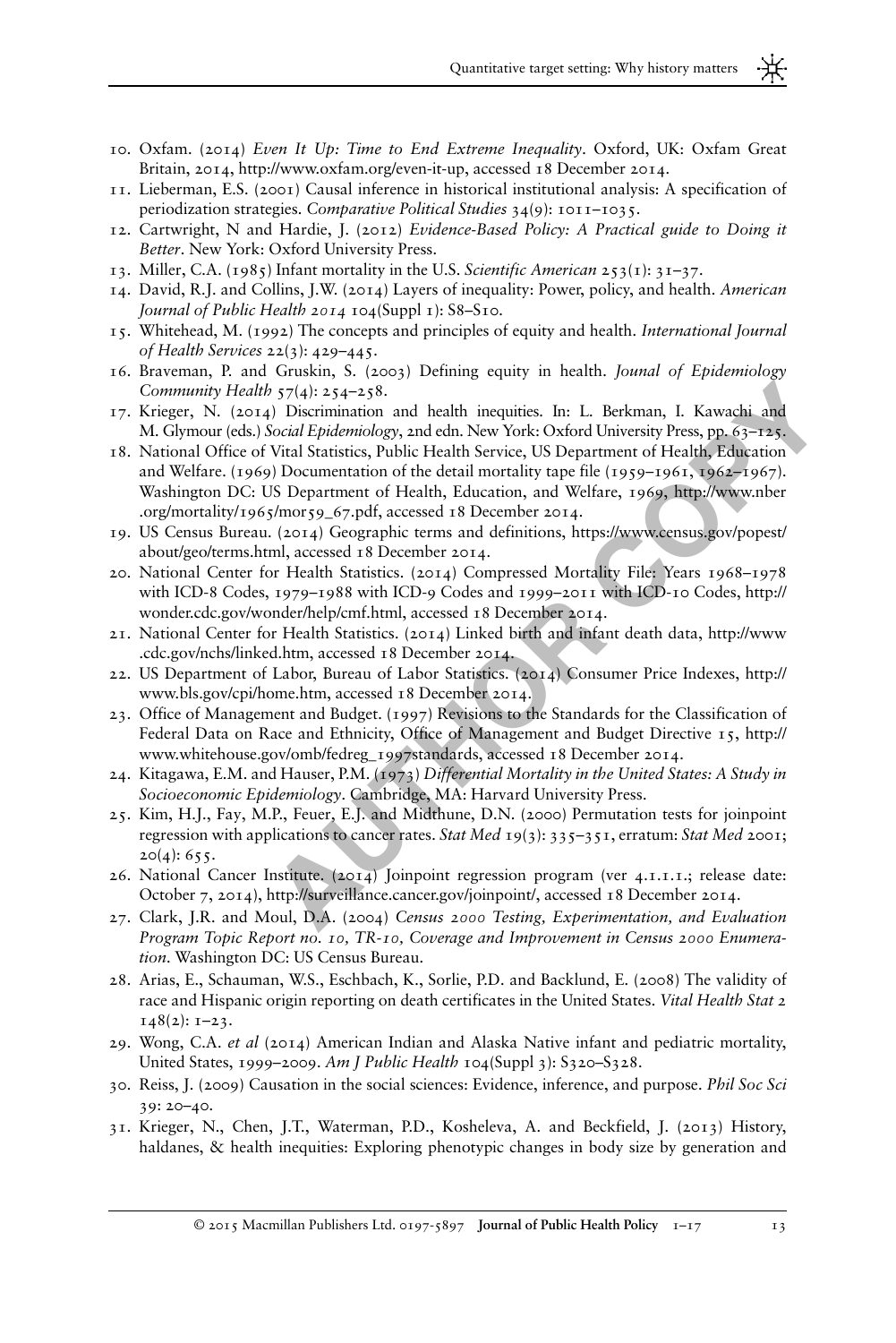10. Oxfam. (2014) *Even It Up: Time to End Extreme Inequality*. Oxford, UK: Oxfam Great Britain, 2014, http://www.oxfam.org/even-it-up, accessed 18 December 2014.
11. Lieberman, E.S. (2001) Causal inference in historical institutional analysis: A specification of periodization strategies. *Comparative Political Studies* 34(9): 1011–1035.
12. Cartwright, N and Hardie, J. (2012) *Evidence-Based Policy: A Practical guide to Doing it Better*. New York: Oxford University Press.
13. Miller, C.A. (1985) Infant mortality in the U.S. *Scientific American* 253(1): 31–37.
14. David, R.J. and Collins, J.W. (2014) Layers of inequality: Power, policy, and health. *American Journal of Public Health 2014* 104(Suppl 1): S8–S10.
15. Whitehead, M. (1992) The concepts and principles of equity and health. *International Journal of Health Services* 22(3): 429–445.
16. Braveman, P. and Gruskin, S. (2003) Defining equity in health. *Jounal of Epidemiology Community Health* 57(4): 254–258.
17. Krieger, N. (2014) Discrimination and health inequities. In: L. Berkman, I. Kawachi and M. Glymour (eds.) *Social Epidemiology*, 2nd edn. New York: Oxford University Press, pp. 63–125.
18. National Office of Vital Statistics, Public Health Service, US Department of Health, Education and Welfare. (1969) Documentation of the detail mortality tape file (1959–1961, 1962–1967). Washington DC: US Department of Health, Education, and Welfare, 1969, http://www.nber.org/mortality/1965/mor59_67.pdf, accessed 18 December 2014.
19. US Census Bureau. (2014) Geographic terms and definitions, https://www.census.gov/popest/about/geo/terms.html, accessed 18 December 2014.
20. National Center for Health Statistics. (2014) Compressed Mortality File: Years 1968–1978 with ICD-8 Codes, 1979–1988 with ICD-9 Codes and 1999–2011 with ICD-10 Codes, http://wonder.cdc.gov/wonder/help/cmf.html, accessed 18 December 2014.
21. National Center for Health Statistics. (2014) Linked birth and infant death data, http://www.cdc.gov/nchs/linked.htm, accessed 18 December 2014.
22. US Department of Labor, Bureau of Labor Statistics. (2014) Consumer Price Indexes, http://www.bls.gov/cpi/home.htm, accessed 18 December 2014.
23. Office of Management and Budget. (1997) Revisions to the Standards for the Classification of Federal Data on Race and Ethnicity, Office of Management and Budget Directive 15, http://www.whitehouse.gov/omb/fedreg_1997standards, accessed 18 December 2014.
24. Kitagawa, E.M. and Hauser, P.M. (1973) *Differential Mortality in the United States: A Study in Socioeconomic Epidemiology*. Cambridge, MA: Harvard University Press.
25. Kim, H.J., Fay, M.P., Feuer, E.J. and Midthune, D.N. (2000) Permutation tests for joinpoint regression with applications to cancer rates. *Stat Med* 19(3): 335–351, erratum: *Stat Med* 2001; 20(4): 655.
26. National Cancer Institute. (2014) Joinpoint regression program (ver 4.1.1.1.; release date: October 7, 2014), http://surveillance.cancer.gov/joinpoint/, accessed 18 December 2014.
27. Clark, J.R. and Moul, D.A. (2004) *Census 2000 Testing, Experimentation, and Evaluation Program Topic Report no. 10, TR-10, Coverage and Improvement in Census 2000 Enumeration*. Washington DC: US Census Bureau.
28. Arias, E., Schauman, W.S., Eschbach, K., Sorlie, P.D. and Backlund, E. (2008) The validity of race and Hispanic origin reporting on death certificates in the United States. *Vital Health Stat 2* 148(2): 1–23.
29. Wong, C.A. *et al* (2014) American Indian and Alaska Native infant and pediatric mortality, United States, 1999–2009. *Am J Public Health* 104(Suppl 3): S320–S328.
30. Reiss, J. (2009) Causation in the social sciences: Evidence, inference, and purpose. *Phil Soc Sci* 39: 20–40.
31. Krieger, N., Chen, J.T., Waterman, P.D., Kosheleva, A. and Beckfield, J. (2013) History, haldanes, & health inequities: Exploring phenotypic changes in body size by generation and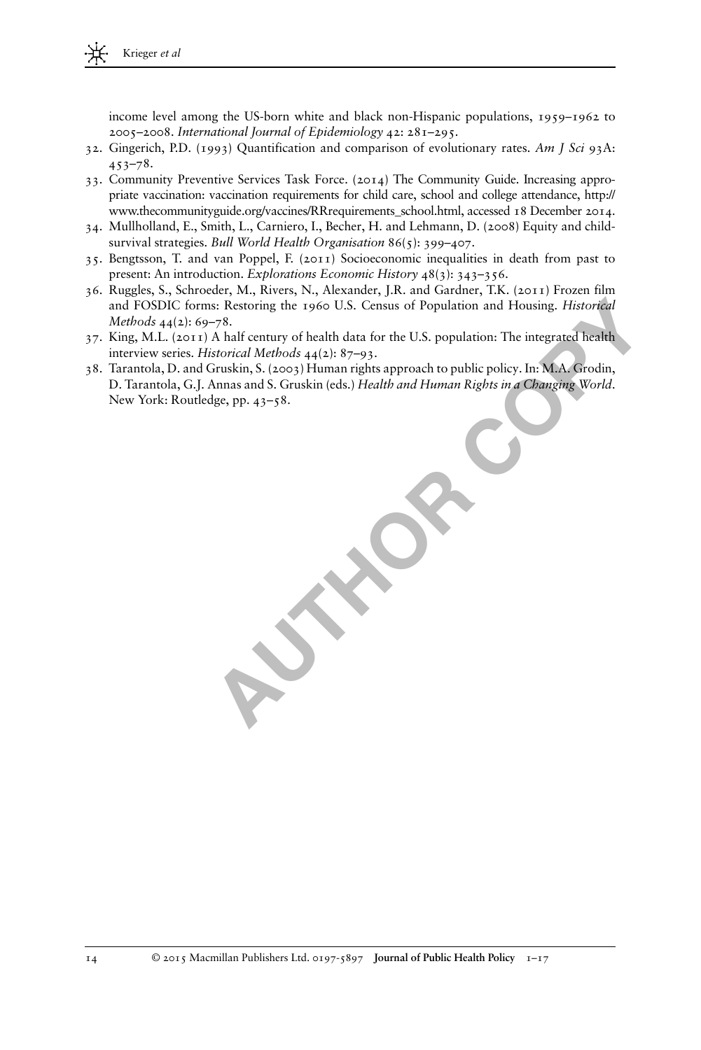income level among the US-born white and black non-Hispanic populations, 1959–1962 to 2005–2008. *International Journal of Epidemiology* 42: 281–295.

32. Gingerich, P.D. (1993) Quantification and comparison of evolutionary rates. *Am J Sci* 93A: 453–78.
33. Community Preventive Services Task Force. (2014) The Community Guide. Increasing appropriate vaccination: vaccination requirements for child care, school and college attendance, http://www.thecommunityguide.org/vaccines/RRrequirements_school.html, accessed 18 December 2014.
34. Mullholland, E., Smith, L., Carniero, I., Becher, H. and Lehmann, D. (2008) Equity and child-survival strategies. *Bull World Health Organisation* 86(5): 399–407.
35. Bengtsson, T. and van Poppel, F. (2011) Socioeconomic inequalities in death from past to present: An introduction. *Explorations Economic History* 48(3): 343–356.
36. Ruggles, S., Schroeder, M., Rivers, N., Alexander, J.R. and Gardner, T.K. (2011) Frozen film and FOSDIC forms: Restoring the 1960 U.S. Census of Population and Housing. *Historical Methods* 44(2): 69–78.
37. King, M.L. (2011) A half century of health data for the U.S. population: The integrated health interview series. *Historical Methods* 44(2): 87–93.
38. Tarantola, D. and Gruskin, S. (2003) Human rights approach to public policy. In: M.A. Grodin, D. Tarantola, G.J. Annas and S. Gruskin (eds.) *Health and Human Rights in a Changing World*. New York: Routledge, pp. 43–58.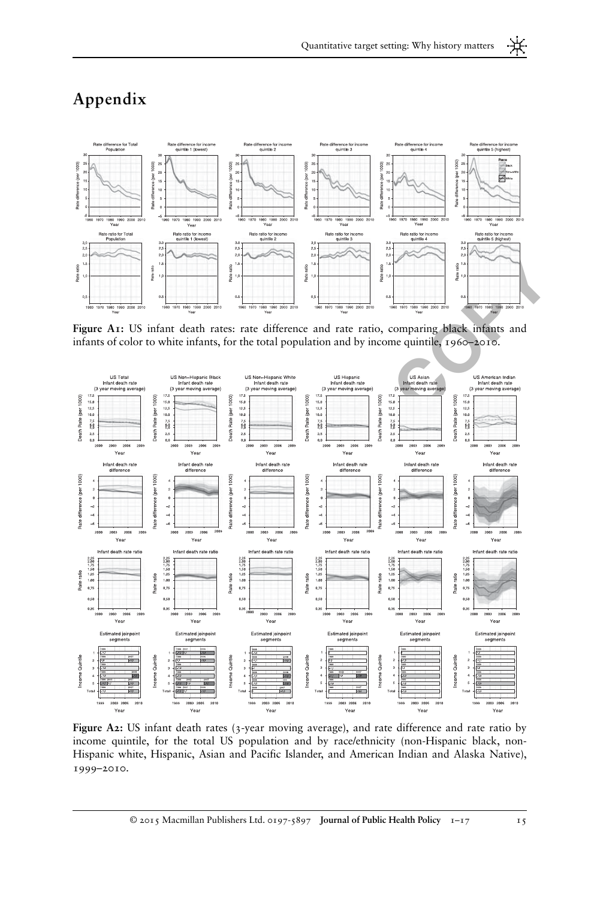# Appendix

**Figure A1:** US infant death rates: rate difference and rate ratio, comparing black infants and infants of color to white infants, for the total population and by income quintile, 1960–2010.

**Figure A2:** US infant death rates (3-year moving average), and rate difference and rate ratio by income quintile, for the total US population and by race/ethnicity (non-Hispanic black, non-Hispanic white, Hispanic, Asian and Pacific Islander, and American Indian and Alaska Native), 1999–2010.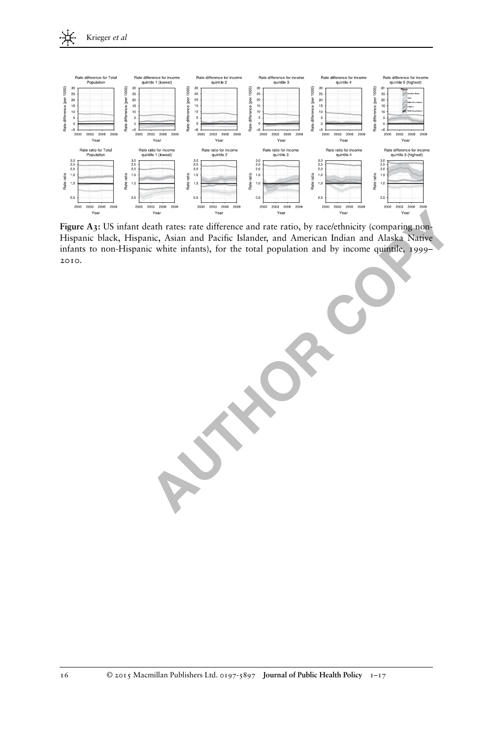**Figure A3:** US infant death rates: rate difference and rate ratio, by race/ethnicity (comparing non-Hispanic black, Hispanic, Asian and Pacific Islander, and American Indian and Alaska Native infants to non-Hispanic white infants), for the total population and by income quintile, 1999–2010.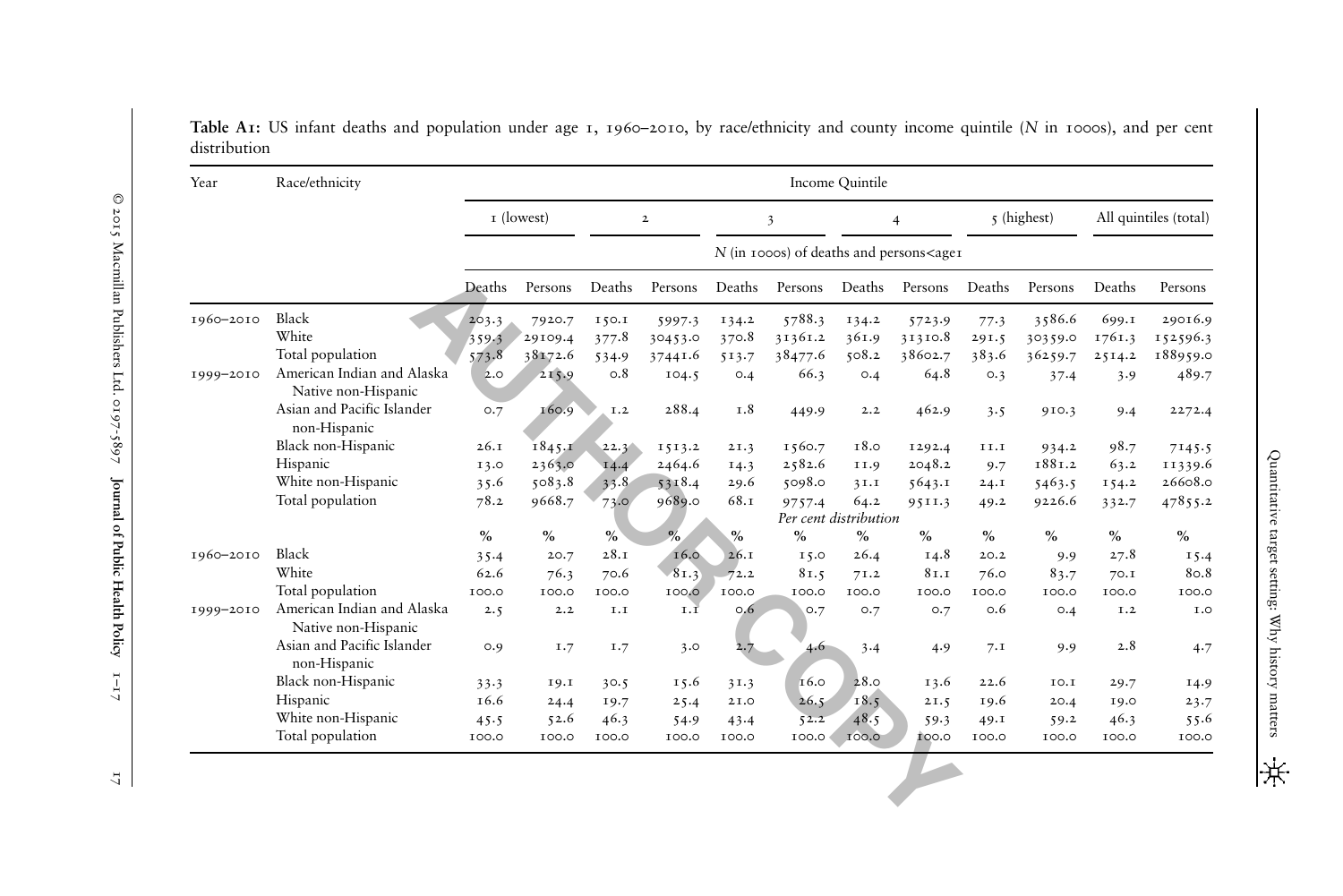**Table A1:** US infant deaths and population under age 1, 1960–2010, by race/ethnicity and county income quintile (*N* in 1000s), and per cent distribution

| Year | Race/ethnicity | Income Quintile | | | | | | | | | | | |
|---|---|---|---|---|---|---|---|---|---|---|---|---|---|
| | | 1 (lowest) | | 2 | | 3 | | 4 | | 5 (highest) | | All quintiles (total) | |
| | | *N* (in 1000s) of deaths and persons<age1 | | | | | | | | | | | |
| | | Deaths | Persons | Deaths | Persons | Deaths | Persons | Deaths | Persons | Deaths | Persons | Deaths | Persons |
| 1960–2010 | Black | 203.3 | 7920.7 | 150.1 | 5997.3 | 134.2 | 5788.3 | 134.2 | 5723.9 | 77.3 | 3586.6 | 699.1 | 29016.9 |
| | White | 359.3 | 29109.4 | 377.8 | 30453.0 | 370.8 | 31361.2 | 361.9 | 31310.8 | 291.5 | 30359.0 | 1761.3 | 152596.3 |
| | Total population | 573.8 | 38172.6 | 534.9 | 37441.6 | 513.7 | 38477.6 | 508.2 | 38602.7 | 383.6 | 36259.7 | 2514.2 | 188959.0 |
| 1999–2010 | American Indian and Alaska Native non-Hispanic | 2.0 | 215.9 | 0.8 | 104.5 | 0.4 | 66.3 | 0.4 | 64.8 | 0.3 | 37.4 | 3.9 | 489.7 |
| | Asian and Pacific Islander non-Hispanic | 0.7 | 160.9 | 1.2 | 288.4 | 1.8 | 449.9 | 2.2 | 462.9 | 3.5 | 910.3 | 9.4 | 2272.4 |
| | Black non-Hispanic | 26.1 | 1845.1 | 22.3 | 1513.2 | 21.3 | 1560.7 | 18.0 | 1292.4 | 11.1 | 934.2 | 98.7 | 7145.5 |
| | Hispanic | 13.0 | 2363.0 | 14.4 | 2464.6 | 14.3 | 2582.6 | 11.9 | 2048.2 | 9.7 | 1881.2 | 63.2 | 11339.6 |
| | White non-Hispanic | 35.6 | 5083.8 | 33.8 | 5318.4 | 29.6 | 5098.0 | 31.1 | 5643.1 | 24.1 | 5463.5 | 154.2 | 26608.0 |
| | Total population | 78.2 | 9668.7 | 73.0 | 9689.0 | 68.1 | 9757.4 | 64.2 | 9511.3 | 49.2 | 9226.6 | 332.7 | 47855.2 |
| | | *Per cent distribution* | | | | | | | | | | | |
| | | % | % | % | % | % | % | % | % | % | % | % | % |
| 1960–2010 | Black | 35.4 | 20.7 | 28.1 | 16.0 | 26.1 | 15.0 | 26.4 | 14.8 | 20.2 | 9.9 | 27.8 | 15.4 |
| | White | 62.6 | 76.3 | 70.6 | 81.3 | 72.2 | 81.5 | 71.2 | 81.1 | 76.0 | 83.7 | 70.1 | 80.8 |
| | Total population | 100.0 | 100.0 | 100.0 | 100.0 | 100.0 | 100.0 | 100.0 | 100.0 | 100.0 | 100.0 | 100.0 | 100.0 |
| 1999–2010 | American Indian and Alaska Native non-Hispanic | 2.5 | 2.2 | 1.1 | 1.1 | 0.6 | 0.7 | 0.7 | 0.7 | 0.6 | 0.4 | 1.2 | 1.0 |
| | Asian and Pacific Islander non-Hispanic | 0.9 | 1.7 | 1.7 | 3.0 | 2.7 | 4.6 | 3.4 | 4.9 | 7.1 | 9.9 | 2.8 | 4.7 |
| | Black non-Hispanic | 33.3 | 19.1 | 30.5 | 15.6 | 31.3 | 16.0 | 28.0 | 13.6 | 22.6 | 10.1 | 29.7 | 14.9 |
| | Hispanic | 16.6 | 24.4 | 19.7 | 25.4 | 21.0 | 26.5 | 18.5 | 21.5 | 19.6 | 20.4 | 19.0 | 23.7 |
| | White non-Hispanic | 45.5 | 52.6 | 46.3 | 54.9 | 43.4 | 52.2 | 48.5 | 59.3 | 49.1 | 59.2 | 46.3 | 55.6 |
| | Total population | 100.0 | 100.0 | 100.0 | 100.0 | 100.0 | 100.0 | 100.0 | 100.0 | 100.0 | 100.0 | 100.0 | 100.0 |